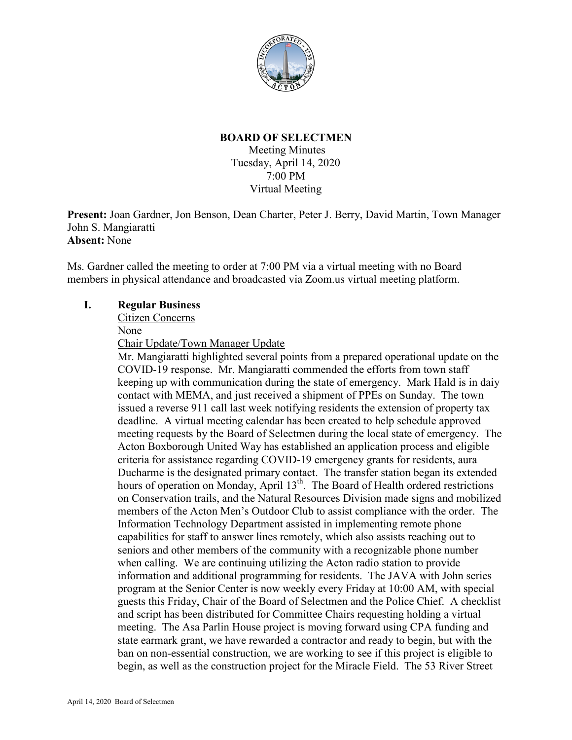# BOARD OF SELECTMEN

Meeting Minutes
Tuesday, April 14, 2020
7:00 PM
Virtual Meeting

**Present:** Joan Gardner, Jon Benson, Dean Charter, Peter J. Berry, David Martin, Town Manager John S. Mangiaratti
**Absent:** None

Ms. Gardner called the meeting to order at 7:00 PM via a virtual meeting with no Board members in physical attendance and broadcasted via Zoom.us virtual meeting platform.

## I. Regular Business

Citizen Concerns

None

Chair Update/Town Manager Update

Mr. Mangiaratti highlighted several points from a prepared operational update on the COVID-19 response. Mr. Mangiaratti commended the efforts from town staff keeping up with communication during the state of emergency. Mark Hald is in daiy contact with MEMA, and just received a shipment of PPEs on Sunday. The town issued a reverse 911 call last week notifying residents the extension of property tax deadline. A virtual meeting calendar has been created to help schedule approved meeting requests by the Board of Selectmen during the local state of emergency. The Acton Boxborough United Way has established an application process and eligible criteria for assistance regarding COVID-19 emergency grants for residents, aura Ducharme is the designated primary contact. The transfer station began its extended hours of operation on Monday, April 13th. The Board of Health ordered restrictions on Conservation trails, and the Natural Resources Division made signs and mobilized members of the Acton Men's Outdoor Club to assist compliance with the order. The Information Technology Department assisted in implementing remote phone capabilities for staff to answer lines remotely, which also assists reaching out to seniors and other members of the community with a recognizable phone number when calling. We are continuing utilizing the Acton radio station to provide information and additional programming for residents. The JAVA with John series program at the Senior Center is now weekly every Friday at 10:00 AM, with special guests this Friday, Chair of the Board of Selectmen and the Police Chief. A checklist and script has been distributed for Committee Chairs requesting holding a virtual meeting. The Asa Parlin House project is moving forward using CPA funding and state earmark grant, we have rewarded a contractor and ready to begin, but with the ban on non-essential construction, we are working to see if this project is eligible to begin, as well as the construction project for the Miracle Field. The 53 River Street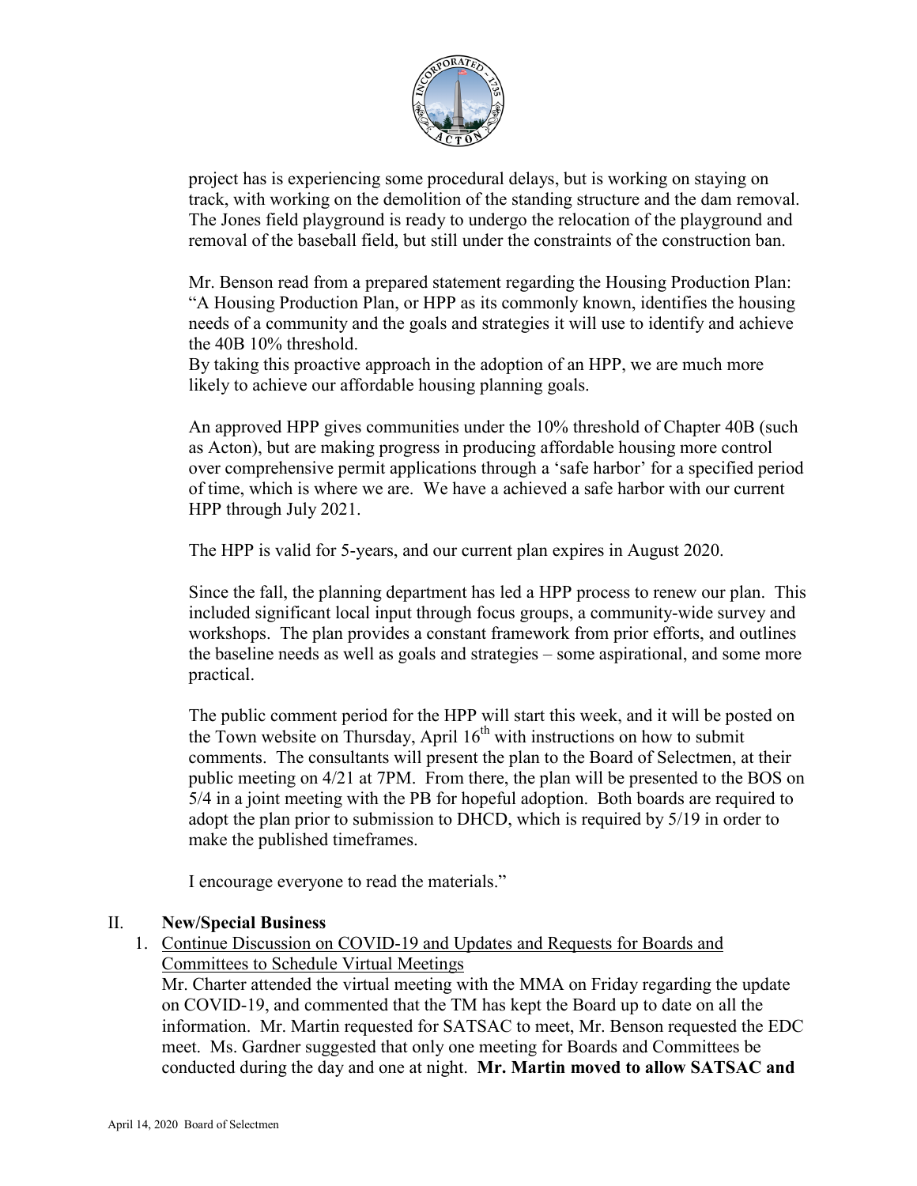project has is experiencing some procedural delays, but is working on staying on track, with working on the demolition of the standing structure and the dam removal. The Jones field playground is ready to undergo the relocation of the playground and removal of the baseball field, but still under the constraints of the construction ban.

Mr. Benson read from a prepared statement regarding the Housing Production Plan: "A Housing Production Plan, or HPP as its commonly known, identifies the housing needs of a community and the goals and strategies it will use to identify and achieve the 40B 10% threshold.
By taking this proactive approach in the adoption of an HPP, we are much more likely to achieve our affordable housing planning goals.

An approved HPP gives communities under the 10% threshold of Chapter 40B (such as Acton), but are making progress in producing affordable housing more control over comprehensive permit applications through a 'safe harbor' for a specified period of time, which is where we are. We have a achieved a safe harbor with our current HPP through July 2021.

The HPP is valid for 5-years, and our current plan expires in August 2020.

Since the fall, the planning department has led a HPP process to renew our plan. This included significant local input through focus groups, a community-wide survey and workshops. The plan provides a constant framework from prior efforts, and outlines the baseline needs as well as goals and strategies – some aspirational, and some more practical.

The public comment period for the HPP will start this week, and it will be posted on the Town website on Thursday, April 16th with instructions on how to submit comments. The consultants will present the plan to the Board of Selectmen, at their public meeting on 4/21 at 7PM. From there, the plan will be presented to the BOS on 5/4 in a joint meeting with the PB for hopeful adoption. Both boards are required to adopt the plan prior to submission to DHCD, which is required by 5/19 in order to make the published timeframes.

I encourage everyone to read the materials."

## II. New/Special Business

1. <u>Continue Discussion on COVID-19 and Updates and Requests for Boards and Committees to Schedule Virtual Meetings</u>
   Mr. Charter attended the virtual meeting with the MMA on Friday regarding the update on COVID-19, and commented that the TM has kept the Board up to date on all the information. Mr. Martin requested for SATSAC to meet, Mr. Benson requested the EDC meet. Ms. Gardner suggested that only one meeting for Boards and Committees be conducted during the day and one at night. **Mr. Martin moved to allow SATSAC and**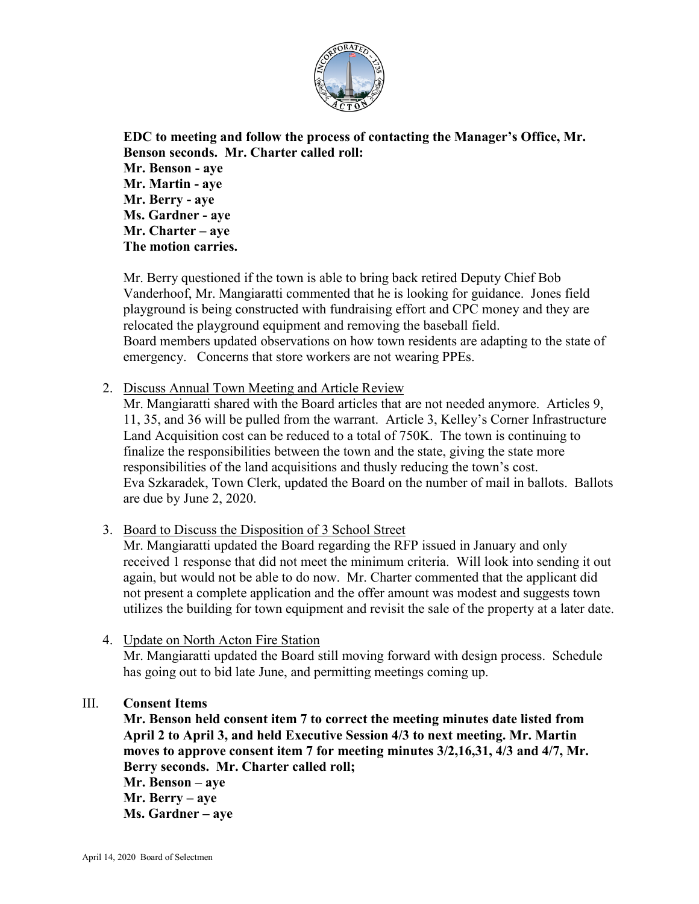**EDC to meeting and follow the process of contacting the Manager's Office, Mr. Benson seconds. Mr. Charter called roll:**
**Mr. Benson - aye**
**Mr. Martin - aye**
**Mr. Berry - aye**
**Ms. Gardner - aye**
**Mr. Charter – aye**
**The motion carries.**

Mr. Berry questioned if the town is able to bring back retired Deputy Chief Bob Vanderhoof, Mr. Mangiaratti commented that he is looking for guidance. Jones field playground is being constructed with fundraising effort and CPC money and they are relocated the playground equipment and removing the baseball field.
Board members updated observations on how town residents are adapting to the state of emergency. Concerns that store workers are not wearing PPEs.

2. Discuss Annual Town Meeting and Article Review
Mr. Mangiaratti shared with the Board articles that are not needed anymore. Articles 9, 11, 35, and 36 will be pulled from the warrant. Article 3, Kelley's Corner Infrastructure Land Acquisition cost can be reduced to a total of 750K. The town is continuing to finalize the responsibilities between the town and the state, giving the state more responsibilities of the land acquisitions and thusly reducing the town's cost.
Eva Szkaradek, Town Clerk, updated the Board on the number of mail in ballots. Ballots are due by June 2, 2020.

3. Board to Discuss the Disposition of 3 School Street
Mr. Mangiaratti updated the Board regarding the RFP issued in January and only received 1 response that did not meet the minimum criteria. Will look into sending it out again, but would not be able to do now. Mr. Charter commented that the applicant did not present a complete application and the offer amount was modest and suggests town utilizes the building for town equipment and revisit the sale of the property at a later date.

4. Update on North Acton Fire Station
Mr. Mangiaratti updated the Board still moving forward with design process. Schedule has going out to bid late June, and permitting meetings coming up.

III. **Consent Items**

**Mr. Benson held consent item 7 to correct the meeting minutes date listed from April 2 to April 3, and held Executive Session 4/3 to next meeting. Mr. Martin moves to approve consent item 7 for meeting minutes 3/2,16,31, 4/3 and 4/7, Mr. Berry seconds. Mr. Charter called roll;**
**Mr. Benson – aye**
**Mr. Berry – aye**
**Ms. Gardner – aye**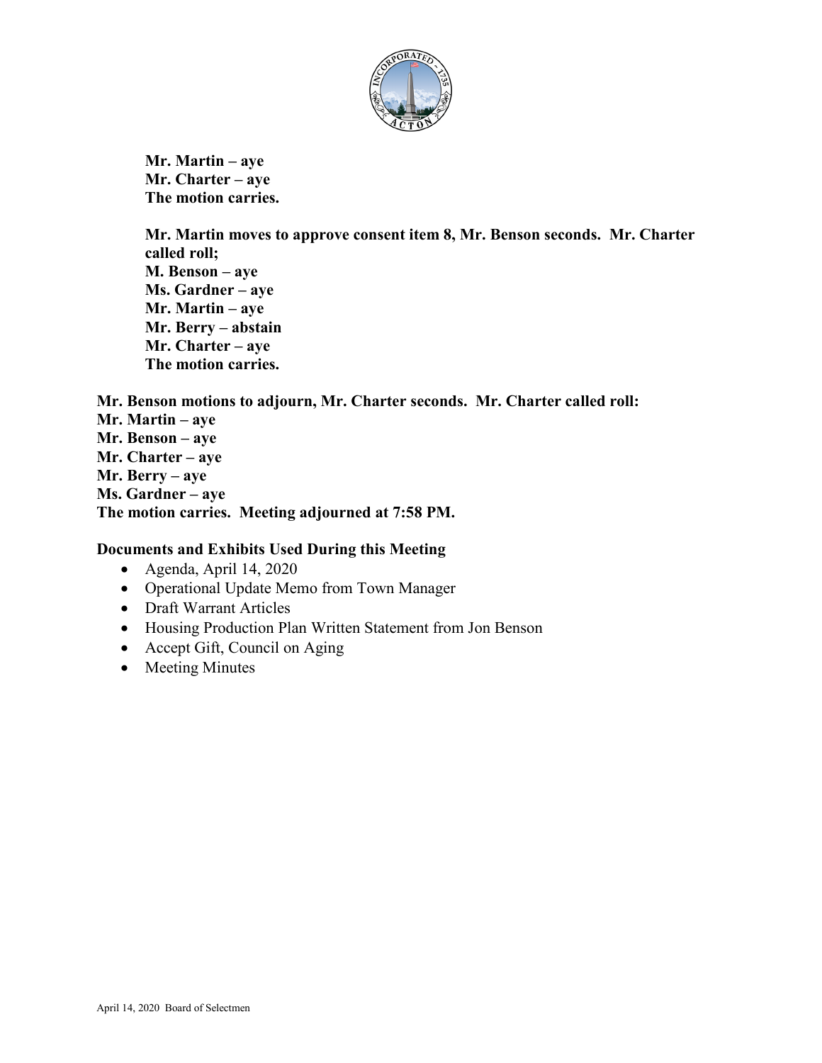**Mr. Martin – aye**
**Mr. Charter – aye**
**The motion carries.**

**Mr. Martin moves to approve consent item 8, Mr. Benson seconds. Mr. Charter called roll;**
**M. Benson – aye**
**Ms. Gardner – aye**
**Mr. Martin – aye**
**Mr. Berry – abstain**
**Mr. Charter – aye**
**The motion carries.**

**Mr. Benson motions to adjourn, Mr. Charter seconds. Mr. Charter called roll:**
**Mr. Martin – aye**
**Mr. Benson – aye**
**Mr. Charter – aye**
**Mr. Berry – aye**
**Ms. Gardner – aye**
**The motion carries. Meeting adjourned at 7:58 PM.**

**Documents and Exhibits Used During this Meeting**

- Agenda, April 14, 2020
- Operational Update Memo from Town Manager
- Draft Warrant Articles
- Housing Production Plan Written Statement from Jon Benson
- Accept Gift, Council on Aging
- Meeting Minutes